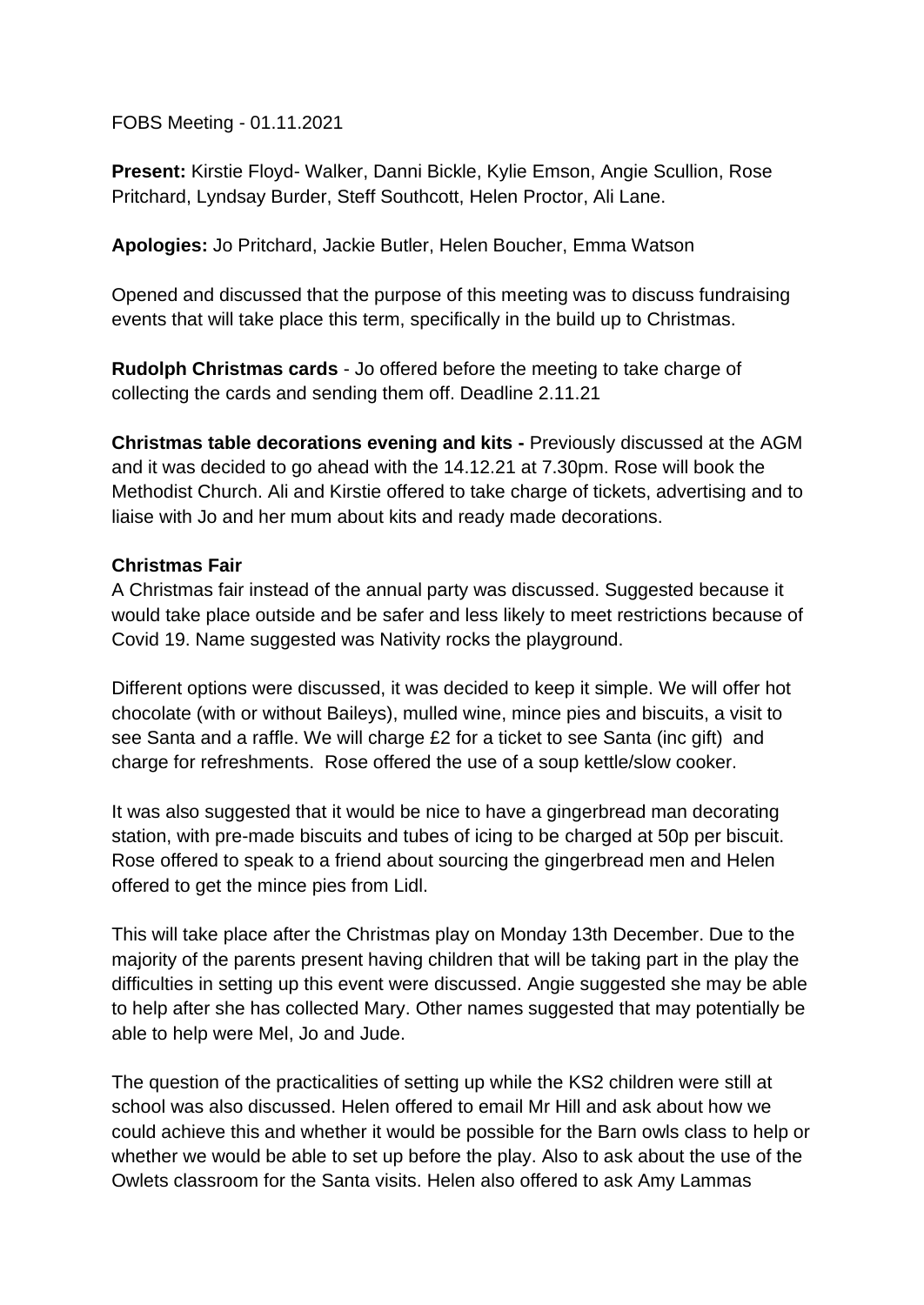FOBS Meeting - 01.11.2021

**Present:** Kirstie Floyd- Walker, Danni Bickle, Kylie Emson, Angie Scullion, Rose Pritchard, Lyndsay Burder, Steff Southcott, Helen Proctor, Ali Lane.

**Apologies:** Jo Pritchard, Jackie Butler, Helen Boucher, Emma Watson

Opened and discussed that the purpose of this meeting was to discuss fundraising events that will take place this term, specifically in the build up to Christmas.

**Rudolph Christmas cards** - Jo offered before the meeting to take charge of collecting the cards and sending them off. Deadline 2.11.21

**Christmas table decorations evening and kits -** Previously discussed at the AGM and it was decided to go ahead with the 14.12.21 at 7.30pm. Rose will book the Methodist Church. Ali and Kirstie offered to take charge of tickets, advertising and to liaise with Jo and her mum about kits and ready made decorations.

**Christmas Fair**

A Christmas fair instead of the annual party was discussed. Suggested because it would take place outside and be safer and less likely to meet restrictions because of Covid 19. Name suggested was Nativity rocks the playground.

Different options were discussed, it was decided to keep it simple. We will offer hot chocolate (with or without Baileys), mulled wine, mince pies and biscuits, a visit to see Santa and a raffle. We will charge £2 for a ticket to see Santa (inc gift) and charge for refreshments. Rose offered the use of a soup kettle/slow cooker.

It was also suggested that it would be nice to have a gingerbread man decorating station, with pre-made biscuits and tubes of icing to be charged at 50p per biscuit. Rose offered to speak to a friend about sourcing the gingerbread men and Helen offered to get the mince pies from Lidl.

This will take place after the Christmas play on Monday 13th December. Due to the majority of the parents present having children that will be taking part in the play the difficulties in setting up this event were discussed. Angie suggested she may be able to help after she has collected Mary. Other names suggested that may potentially be able to help were Mel, Jo and Jude.

The question of the practicalities of setting up while the KS2 children were still at school was also discussed. Helen offered to email Mr Hill and ask about how we could achieve this and whether it would be possible for the Barn owls class to help or whether we would be able to set up before the play. Also to ask about the use of the Owlets classroom for the Santa visits. Helen also offered to ask Amy Lammas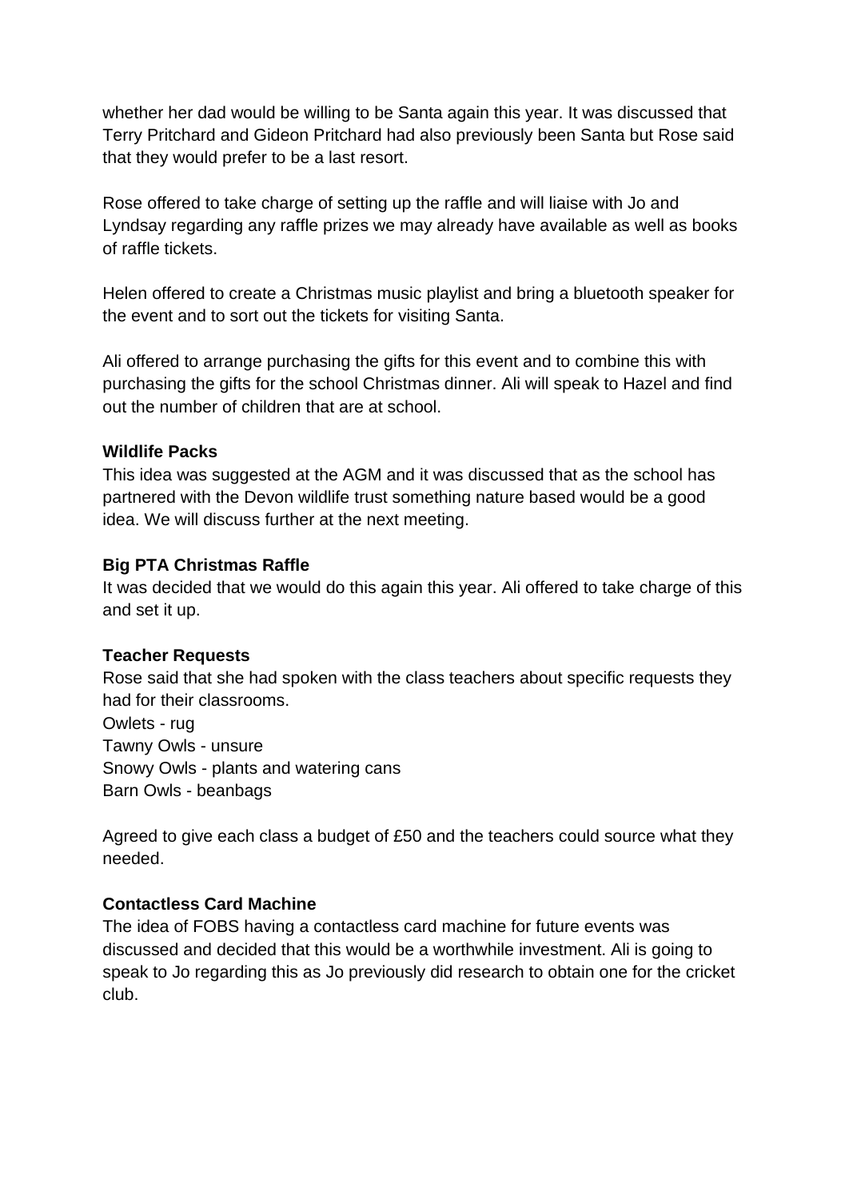whether her dad would be willing to be Santa again this year. It was discussed that Terry Pritchard and Gideon Pritchard had also previously been Santa but Rose said that they would prefer to be a last resort.

Rose offered to take charge of setting up the raffle and will liaise with Jo and Lyndsay regarding any raffle prizes we may already have available as well as books of raffle tickets.

Helen offered to create a Christmas music playlist and bring a bluetooth speaker for the event and to sort out the tickets for visiting Santa.

Ali offered to arrange purchasing the gifts for this event and to combine this with purchasing the gifts for the school Christmas dinner. Ali will speak to Hazel and find out the number of children that are at school.

**Wildlife Packs**
This idea was suggested at the AGM and it was discussed that as the school has partnered with the Devon wildlife trust something nature based would be a good idea. We will discuss further at the next meeting.

**Big PTA Christmas Raffle**
It was decided that we would do this again this year. Ali offered to take charge of this and set it up.

**Teacher Requests**
Rose said that she had spoken with the class teachers about specific requests they had for their classrooms.
Owlets - rug
Tawny Owls - unsure
Snowy Owls - plants and watering cans
Barn Owls - beanbags

Agreed to give each class a budget of £50 and the teachers could source what they needed.

**Contactless Card Machine**
The idea of FOBS having a contactless card machine for future events was discussed and decided that this would be a worthwhile investment. Ali is going to speak to Jo regarding this as Jo previously did research to obtain one for the cricket club.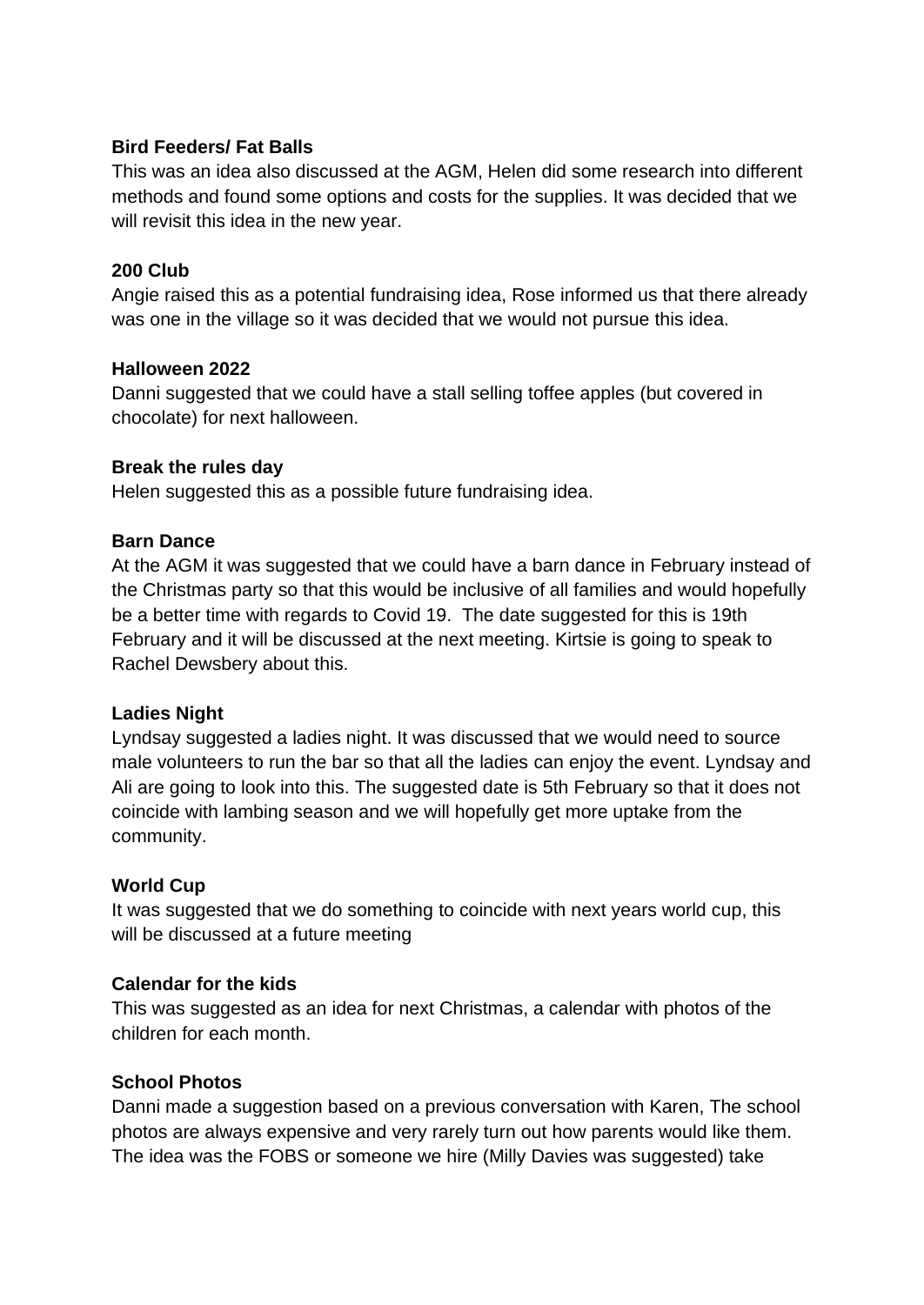**Bird Feeders/ Fat Balls**
This was an idea also discussed at the AGM, Helen did some research into different methods and found some options and costs for the supplies. It was decided that we will revisit this idea in the new year.

**200 Club**
Angie raised this as a potential fundraising idea, Rose informed us that there already was one in the village so it was decided that we would not pursue this idea.

**Halloween 2022**
Danni suggested that we could have a stall selling toffee apples (but covered in chocolate) for next halloween.

**Break the rules day**
Helen suggested this as a possible future fundraising idea.

**Barn Dance**
At the AGM it was suggested that we could have a barn dance in February instead of the Christmas party so that this would be inclusive of all families and would hopefully be a better time with regards to Covid 19.  The date suggested for this is 19th February and it will be discussed at the next meeting. Kirtsie is going to speak to Rachel Dewsbery about this.

**Ladies Night**
Lyndsay suggested a ladies night. It was discussed that we would need to source male volunteers to run the bar so that all the ladies can enjoy the event. Lyndsay and Ali are going to look into this. The suggested date is 5th February so that it does not coincide with lambing season and we will hopefully get more uptake from the community.

**World Cup**
It was suggested that we do something to coincide with next years world cup, this will be discussed at a future meeting

**Calendar for the kids**
This was suggested as an idea for next Christmas, a calendar with photos of the children for each month.

**School Photos**
Danni made a suggestion based on a previous conversation with Karen, The school photos are always expensive and very rarely turn out how parents would like them. The idea was the FOBS or someone we hire (Milly Davies was suggested) take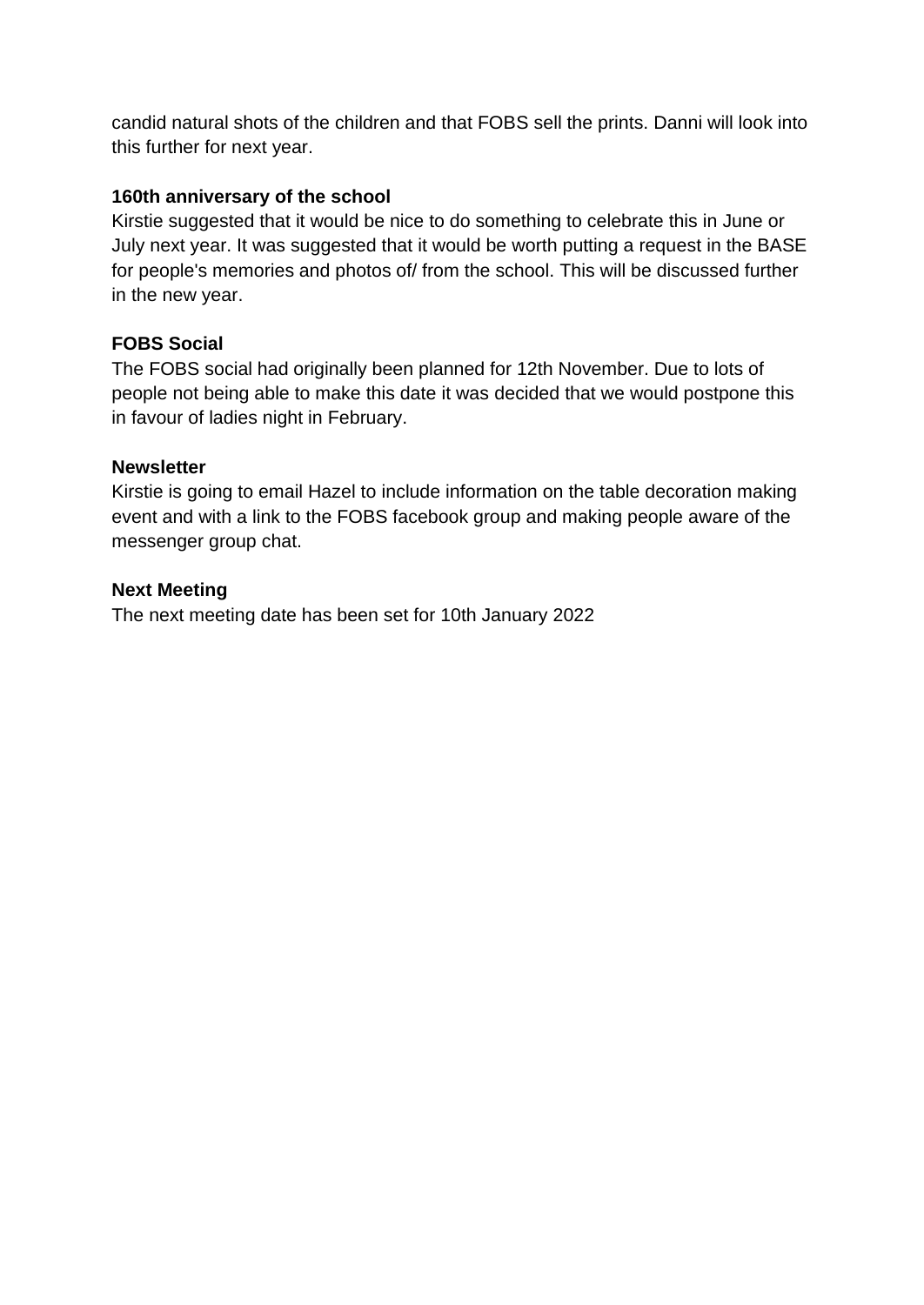candid natural shots of the children and that FOBS sell the prints. Danni will look into this further for next year.

**160th anniversary of the school**
Kirstie suggested that it would be nice to do something to celebrate this in June or July next year. It was suggested that it would be worth putting a request in the BASE for people's memories and photos of/ from the school. This will be discussed further in the new year.

**FOBS Social**
The FOBS social had originally been planned for 12th November. Due to lots of people not being able to make this date it was decided that we would postpone this in favour of ladies night in February.

**Newsletter**
Kirstie is going to email Hazel to include information on the table decoration making event and with a link to the FOBS facebook group and making people aware of the messenger group chat.

**Next Meeting**
The next meeting date has been set for 10th January 2022